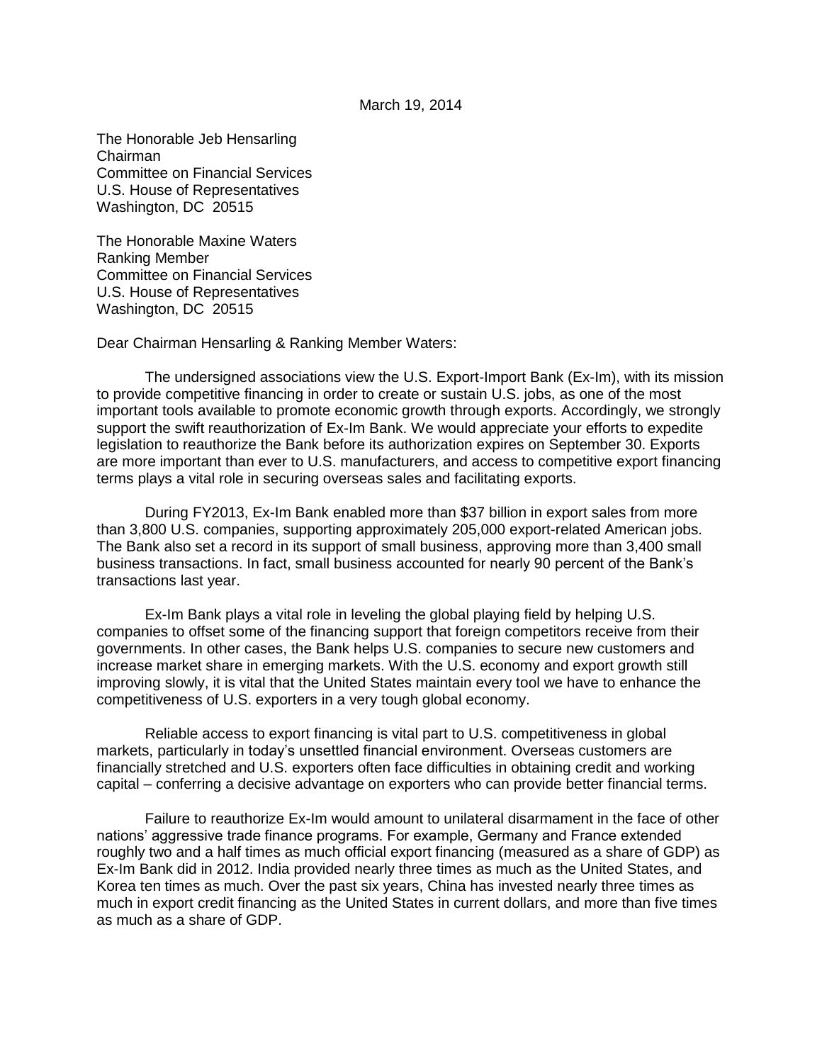March 19, 2014

The Honorable Jeb Hensarling  
Chairman  
Committee on Financial Services  
U.S. House of Representatives  
Washington, DC 20515

The Honorable Maxine Waters  
Ranking Member  
Committee on Financial Services  
U.S. House of Representatives  
Washington, DC 20515

Dear Chairman Hensarling & Ranking Member Waters:

The undersigned associations view the U.S. Export-Import Bank (Ex-Im), with its mission to provide competitive financing in order to create or sustain U.S. jobs, as one of the most important tools available to promote economic growth through exports. Accordingly, we strongly support the swift reauthorization of Ex-Im Bank. We would appreciate your efforts to expedite legislation to reauthorize the Bank before its authorization expires on September 30. Exports are more important than ever to U.S. manufacturers, and access to competitive export financing terms plays a vital role in securing overseas sales and facilitating exports.

During FY2013, Ex-Im Bank enabled more than $37 billion in export sales from more than 3,800 U.S. companies, supporting approximately 205,000 export-related American jobs. The Bank also set a record in its support of small business, approving more than 3,400 small business transactions. In fact, small business accounted for nearly 90 percent of the Bank's transactions last year.

Ex-Im Bank plays a vital role in leveling the global playing field by helping U.S. companies to offset some of the financing support that foreign competitors receive from their governments. In other cases, the Bank helps U.S. companies to secure new customers and increase market share in emerging markets. With the U.S. economy and export growth still improving slowly, it is vital that the United States maintain every tool we have to enhance the competitiveness of U.S. exporters in a very tough global economy.

Reliable access to export financing is vital part to U.S. competitiveness in global markets, particularly in today's unsettled financial environment. Overseas customers are financially stretched and U.S. exporters often face difficulties in obtaining credit and working capital – conferring a decisive advantage on exporters who can provide better financial terms.

Failure to reauthorize Ex-Im would amount to unilateral disarmament in the face of other nations' aggressive trade finance programs. For example, Germany and France extended roughly two and a half times as much official export financing (measured as a share of GDP) as Ex-Im Bank did in 2012. India provided nearly three times as much as the United States, and Korea ten times as much. Over the past six years, China has invested nearly three times as much in export credit financing as the United States in current dollars, and more than five times as much as a share of GDP.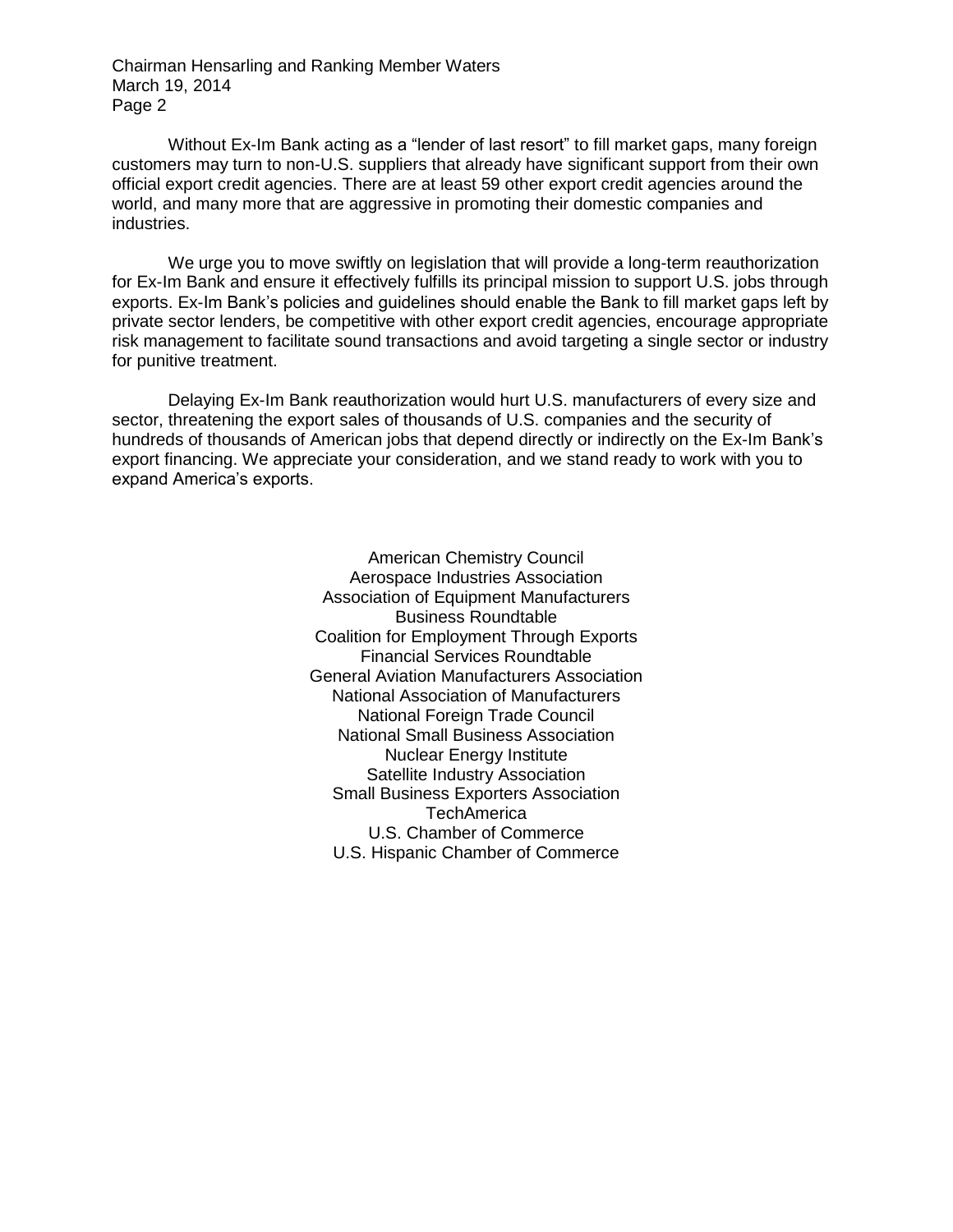Without Ex-Im Bank acting as a "lender of last resort" to fill market gaps, many foreign customers may turn to non-U.S. suppliers that already have significant support from their own official export credit agencies. There are at least 59 other export credit agencies around the world, and many more that are aggressive in promoting their domestic companies and industries.

We urge you to move swiftly on legislation that will provide a long-term reauthorization for Ex-Im Bank and ensure it effectively fulfills its principal mission to support U.S. jobs through exports. Ex-Im Bank's policies and guidelines should enable the Bank to fill market gaps left by private sector lenders, be competitive with other export credit agencies, encourage appropriate risk management to facilitate sound transactions and avoid targeting a single sector or industry for punitive treatment.

Delaying Ex-Im Bank reauthorization would hurt U.S. manufacturers of every size and sector, threatening the export sales of thousands of U.S. companies and the security of hundreds of thousands of American jobs that depend directly or indirectly on the Ex-Im Bank's export financing. We appreciate your consideration, and we stand ready to work with you to expand America's exports.

American Chemistry Council
Aerospace Industries Association
Association of Equipment Manufacturers
Business Roundtable
Coalition for Employment Through Exports
Financial Services Roundtable
General Aviation Manufacturers Association
National Association of Manufacturers
National Foreign Trade Council
National Small Business Association
Nuclear Energy Institute
Satellite Industry Association
Small Business Exporters Association
TechAmerica
U.S. Chamber of Commerce
U.S. Hispanic Chamber of Commerce